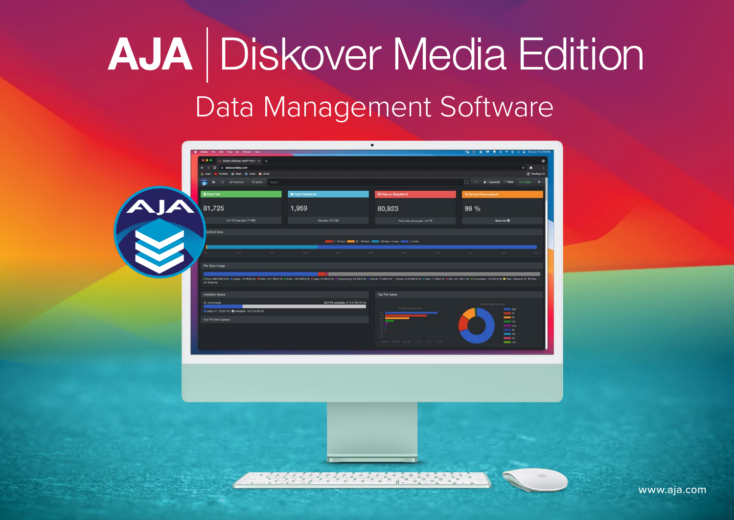# AJA | Diskover Media Edition

## Data Management Software

www.aja.com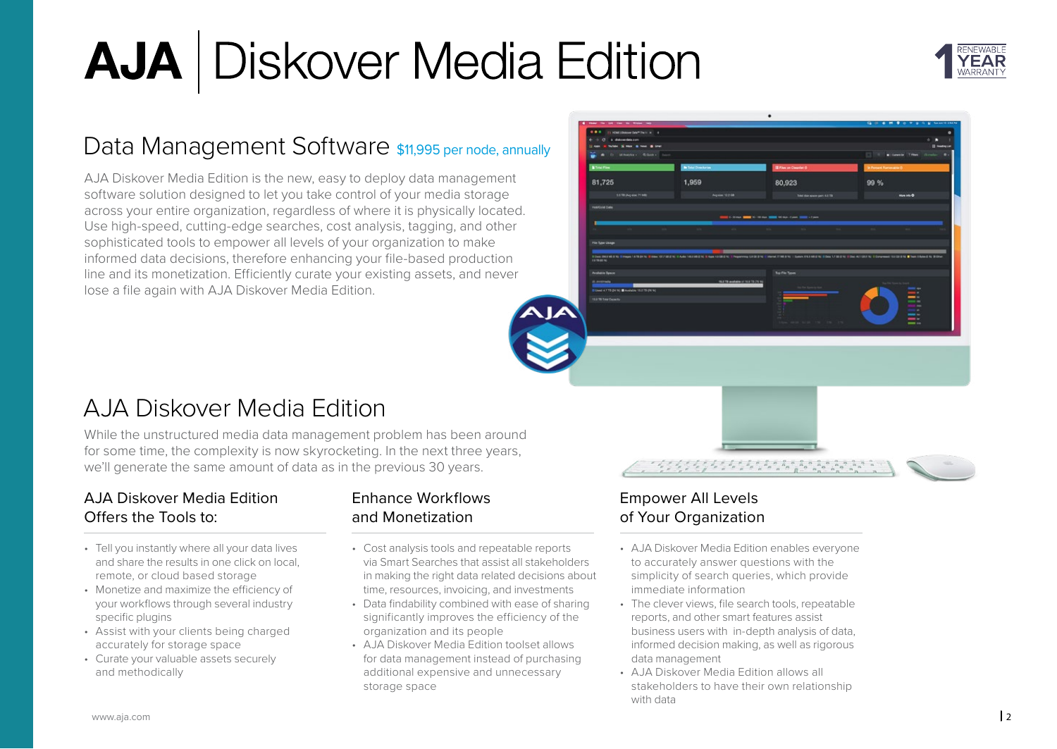# AJA | Diskover Media Edition

1 RENEWABLE YEAR WARRANTY

## Data Management Software $11,995 per node, annually

AJA Diskover Media Edition is the new, easy to deploy data management software solution designed to let you take control of your media storage across your entire organization, regardless of where it is physically located. Use high-speed, cutting-edge searches, cost analysis, tagging, and other sophisticated tools to empower all levels of your organization to make informed data decisions, therefore enhancing your file-based production line and its monetization. Efficiently curate your existing assets, and never lose a file again with AJA Diskover Media Edition.

## AJA Diskover Media Edition

While the unstructured media data management problem has been around for some time, the complexity is now skyrocketing. In the next three years, we'll generate the same amount of data as in the previous 30 years.

### AJA Diskover Media Edition Offers the Tools to:

- Tell you instantly where all your data lives and share the results in one click on local, remote, or cloud based storage
- Monetize and maximize the efficiency of your workflows through several industry specific plugins
- Assist with your clients being charged accurately for storage space
- Curate your valuable assets securely and methodically

### Enhance Workflows and Monetization

- Cost analysis tools and repeatable reports via Smart Searches that assist all stakeholders in making the right data related decisions about time, resources, invoicing, and investments
- Data findability combined with ease of sharing significantly improves the efficiency of the organization and its people
- AJA Diskover Media Edition toolset allows for data management instead of purchasing additional expensive and unnecessary storage space

### Empower All Levels of Your Organization

- AJA Diskover Media Edition enables everyone to accurately answer questions with the simplicity of search queries, which provide immediate information
- The clever views, file search tools, repeatable reports, and other smart features assist business users with in-depth analysis of data, informed decision making, as well as rigorous data management
- AJA Diskover Media Edition allows all stakeholders to have their own relationship with data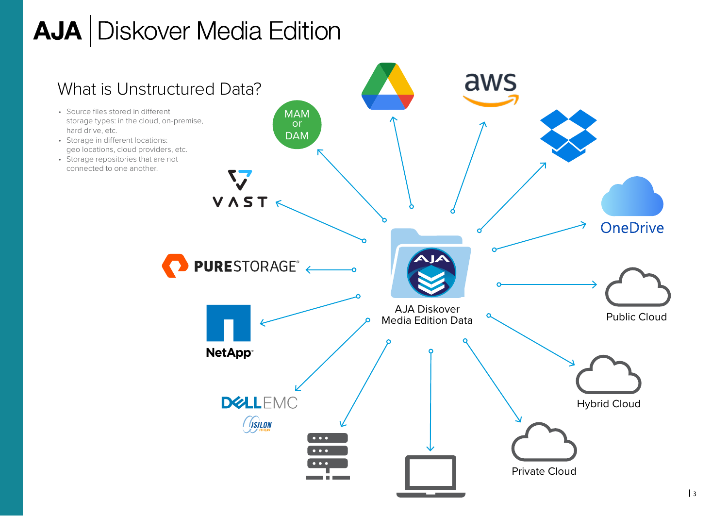# AJA | Diskover Media Edition

## What is Unstructured Data?

- Source files stored in different storage types: in the cloud, on-premise, hard drive, etc.
- Storage in different locations: geo locations, cloud providers, etc.
- Storage repositories that are not connected to one another.

MAM or DAM

VAST

PURESTORAGE

NetApp

DELL EMC ISILON

AJA Diskover Media Edition Data

OneDrive

Public Cloud

Hybrid Cloud

Private Cloud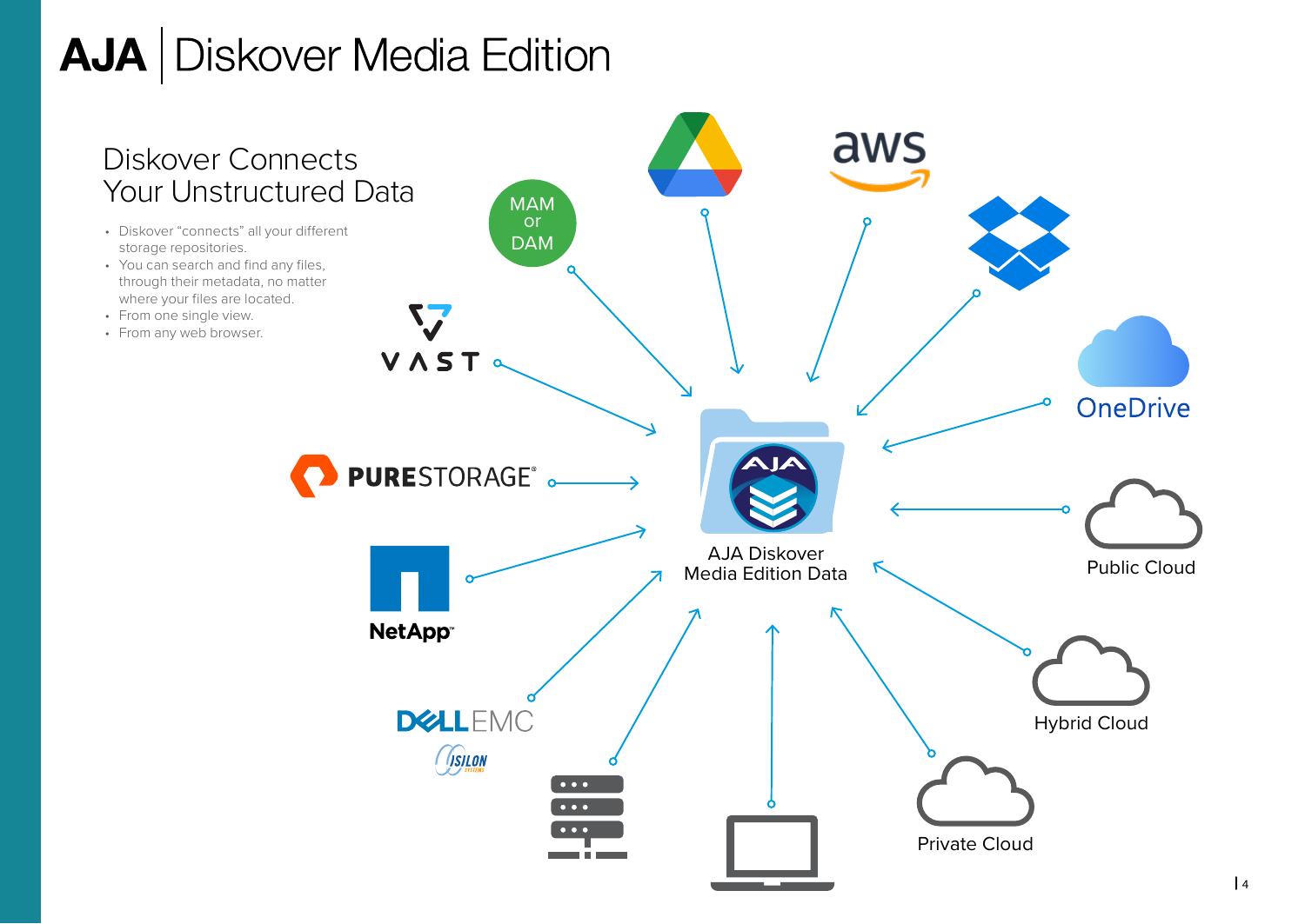# AJA | Diskover Media Edition

## Diskover Connects Your Unstructured Data

- Diskover "connects" all your different storage repositories.
- You can search and find any files, through their metadata, no matter where your files are located.
- From one single view.
- From any web browser.

MAM or DAM

VAST

PURESTORAGE

NetApp

DELL EMC ISILON SYSTEMS

aws

OneDrive

Public Cloud

Hybrid Cloud

Private Cloud

AJA Diskover Media Edition Data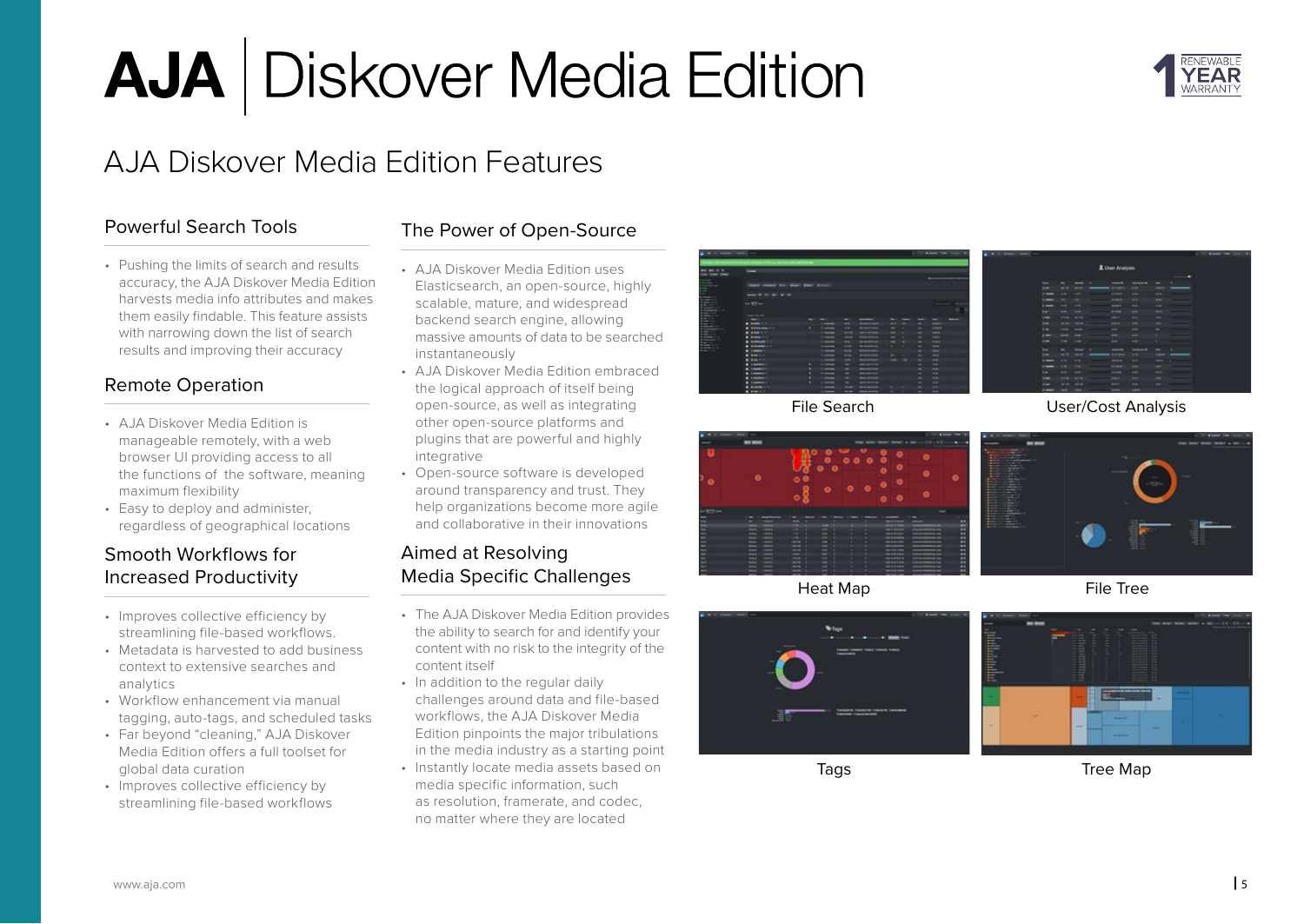# AJA | Diskover Media Edition

1 RENEWABLE YEAR WARRANTY

## AJA Diskover Media Edition Features

### Powerful Search Tools

- Pushing the limits of search and results accuracy, the AJA Diskover Media Edition harvests media info attributes and makes them easily findable. This feature assists with narrowing down the list of search results and improving their accuracy

### Remote Operation

- AJA Diskover Media Edition is manageable remotely, with a web browser UI providing access to all the functions of the software, meaning maximum flexibility
- Easy to deploy and administer, regardless of geographical locations

### Smooth Workflows for Increased Productivity

- Improves collective efficiency by streamlining file-based workflows.
- Metadata is harvested to add business context to extensive searches and analytics
- Workflow enhancement via manual tagging, auto-tags, and scheduled tasks
- Far beyond "cleaning," AJA Diskover Media Edition offers a full toolset for global data curation
- Improves collective efficiency by streamlining file-based workflows

### The Power of Open-Source

- AJA Diskover Media Edition uses Elasticsearch, an open-source, highly scalable, mature, and widespread backend search engine, allowing massive amounts of data to be searched instantaneously
- AJA Diskover Media Edition embraced the logical approach of itself being open-source, as well as integrating other open-source platforms and plugins that are powerful and highly integrative
- Open-source software is developed around transparency and trust. They help organizations become more agile and collaborative in their innovations

### Aimed at Resolving Media Specific Challenges

- The AJA Diskover Media Edition provides the ability to search for and identify your content with no risk to the integrity of the content itself
- In addition to the regular daily challenges around data and file-based workflows, the AJA Diskover Media Edition pinpoints the major tribulations in the media industry as a starting point
- Instantly locate media assets based on media specific information, such as resolution, framerate, and codec, no matter where they are located

File Search

User/Cost Analysis

Heat Map

File Tree

Tags

Tree Map

www.aja.com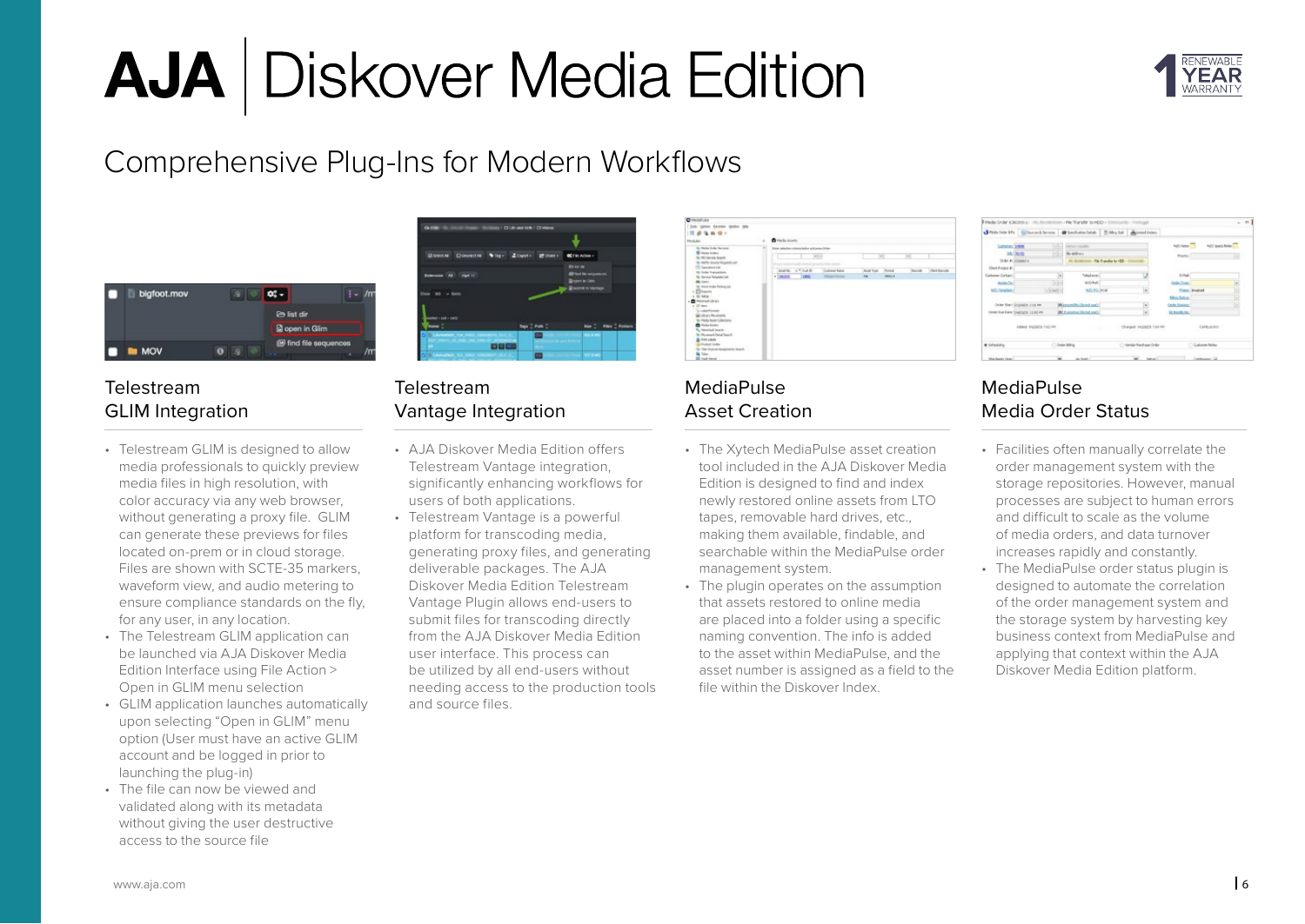# AJA | Diskover Media Edition

## Comprehensive Plug-Ins for Modern Workflows

### Telestream GLIM Integration

- Telestream GLIM is designed to allow media professionals to quickly preview media files in high resolution, with color accuracy via any web browser, without generating a proxy file. GLIM can generate these previews for files located on-prem or in cloud storage. Files are shown with SCTE-35 markers, waveform view, and audio metering to ensure compliance standards on the fly, for any user, in any location.
- The Telestream GLIM application can be launched via AJA Diskover Media Edition Interface using File Action > Open in GLIM menu selection
- GLIM application launches automatically upon selecting "Open in GLIM" menu option (User must have an active GLIM account and be logged in prior to launching the plug-in)
- The file can now be viewed and validated along with its metadata without giving the user destructive access to the source file

### Telestream Vantage Integration

- AJA Diskover Media Edition offers Telestream Vantage integration, significantly enhancing workflows for users of both applications.
- Telestream Vantage is a powerful platform for transcoding media, generating proxy files, and generating deliverable packages. The AJA Diskover Media Edition Telestream Vantage Plugin allows end-users to submit files for transcoding directly from the AJA Diskover Media Edition user interface. This process can be utilized by all end-users without needing access to the production tools and source files.

### MediaPulse Asset Creation

- The Xytech MediaPulse asset creation tool included in the AJA Diskover Media Edition is designed to find and index newly restored online assets from LTO tapes, removable hard drives, etc., making them available, findable, and searchable within the MediaPulse order management system.
- The plugin operates on the assumption that assets restored to online media are placed into a folder using a specific naming convention. The info is added to the asset within MediaPulse, and the asset number is assigned as a field to the file within the Diskover Index.

### MediaPulse Media Order Status

- Facilities often manually correlate the order management system with the storage repositories. However, manual processes are subject to human errors and difficult to scale as the volume of media orders, and data turnover increases rapidly and constantly.
- The MediaPulse order status plugin is designed to automate the correlation of the order management system and the storage system by harvesting key business context from MediaPulse and applying that context within the AJA Diskover Media Edition platform.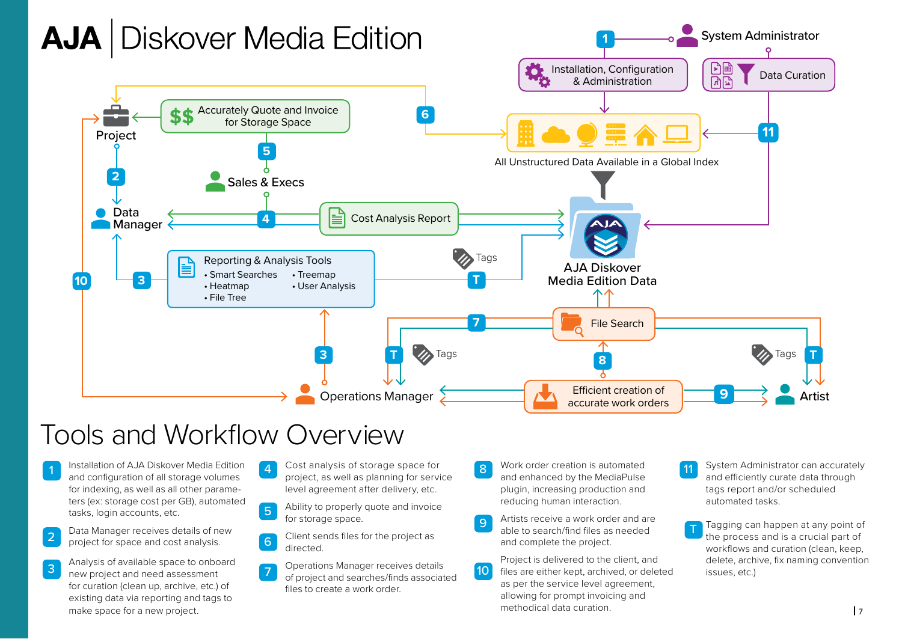# AJA | Diskover Media Edition

System Administrator

1 Installation, Configuration & Administration

Data Curation

11

All Unstructured Data Available in a Global Index

6

Project

Accurately Quote and Invoice for Storage Space

5

Sales & Execs

2

Data Manager

4

Cost Analysis Report

AJA Diskover Media Edition Data

Tags

T

10

3

Reporting & Analysis Tools

- Smart Searches
- Heatmap
- File Tree
- Treemap
- User Analysis

7

File Search

T Tags

Tags T

3

8

Operations Manager

Efficient creation of accurate work orders

9

Artist

# Tools and Workflow Overview

1. Installation of AJA Diskover Media Edition and configuration of all storage volumes for indexing, as well as all other parameters (ex: storage cost per GB), automated tasks, login accounts, etc.
2. Data Manager receives details of new project for space and cost analysis.
3. Analysis of available space to onboard new project and need assessment for curation (clean up, archive, etc.) of existing data via reporting and tags to make space for a new project.
4. Cost analysis of storage space for project, as well as planning for service level agreement after delivery, etc.
5. Ability to properly quote and invoice for storage space.
6. Client sends files for the project as directed.
7. Operations Manager receives details of project and searches/finds associated files to create a work order.
8. Work order creation is automated and enhanced by the MediaPulse plugin, increasing production and reducing human interaction.
9. Artists receive a work order and are able to search/find files as needed and complete the project.
10. Project is delivered to the client, and files are either kept, archived, or deleted as per the service level agreement, allowing for prompt invoicing and methodical data curation.
11. System Administrator can accurately and efficiently curate data through tags report and/or scheduled automated tasks.

T. Tagging can happen at any point of the process and is a crucial part of workflows and curation (clean, keep, delete, archive, fix naming convention issues, etc.)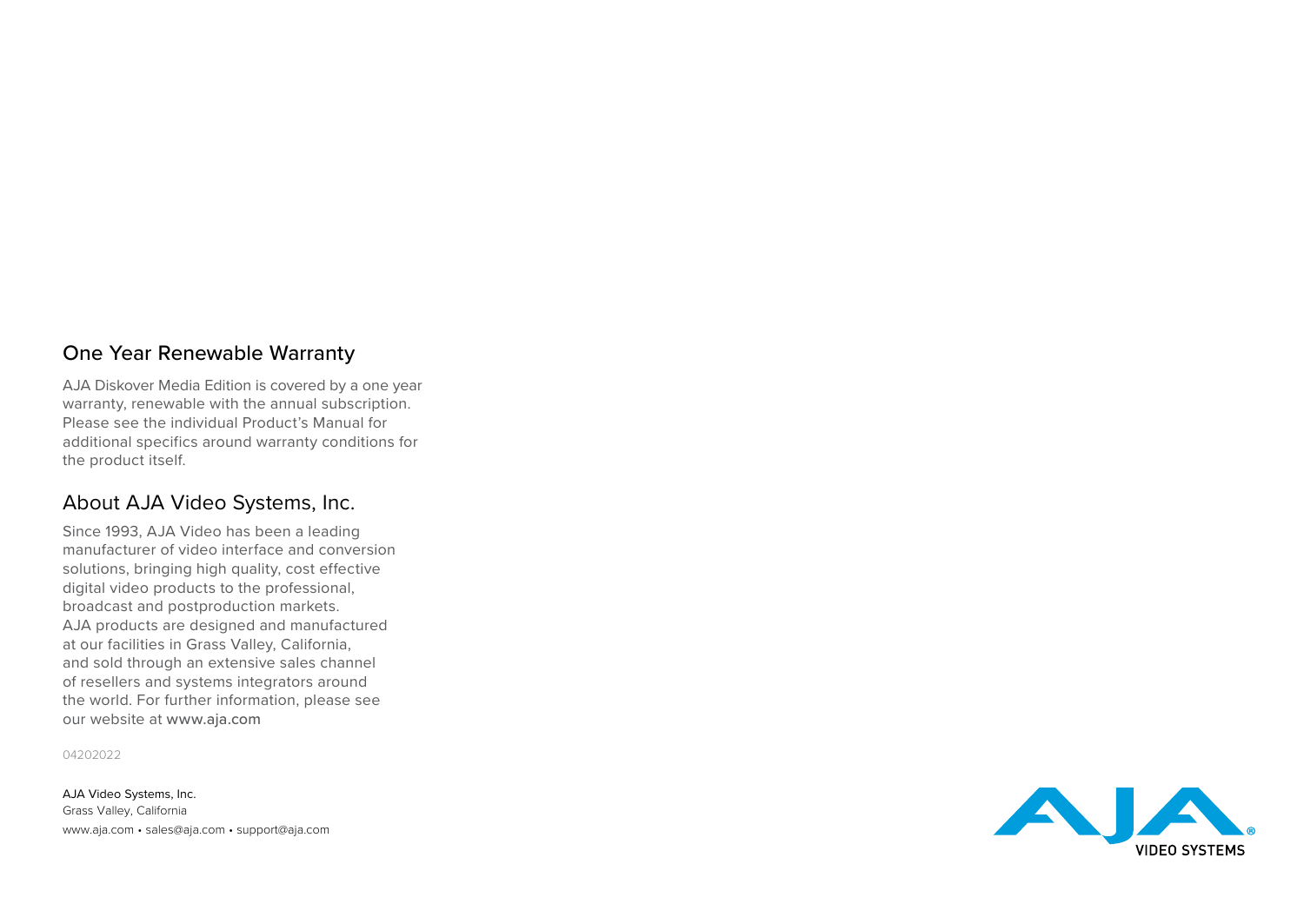## One Year Renewable Warranty

AJA Diskover Media Edition is covered by a one year warranty, renewable with the annual subscription. Please see the individual Product's Manual for additional specifics around warranty conditions for the product itself.

## About AJA Video Systems, Inc.

Since 1993, AJA Video has been a leading manufacturer of video interface and conversion solutions, bringing high quality, cost effective digital video products to the professional, broadcast and postproduction markets. AJA products are designed and manufactured at our facilities in Grass Valley, California, and sold through an extensive sales channel of resellers and systems integrators around the world. For further information, please see our website at www.aja.com

04202022

AJA Video Systems, Inc.
Grass Valley, California
www.aja.com • sales@aja.com • support@aja.com

AJA VIDEO SYSTEMS